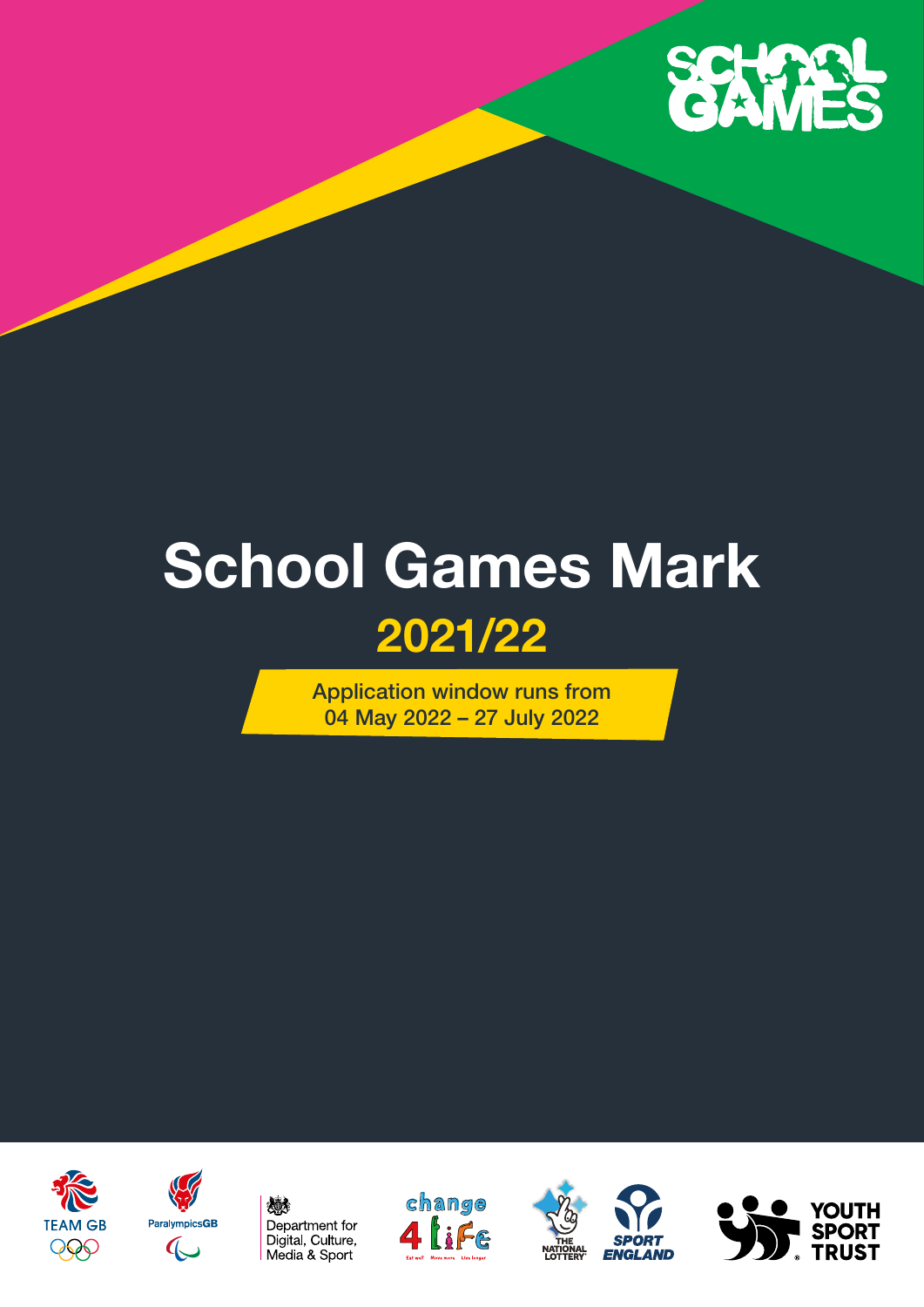# School Games Mark

## 2021/22

Application window runs from 04 May 2022 – 27 July 2022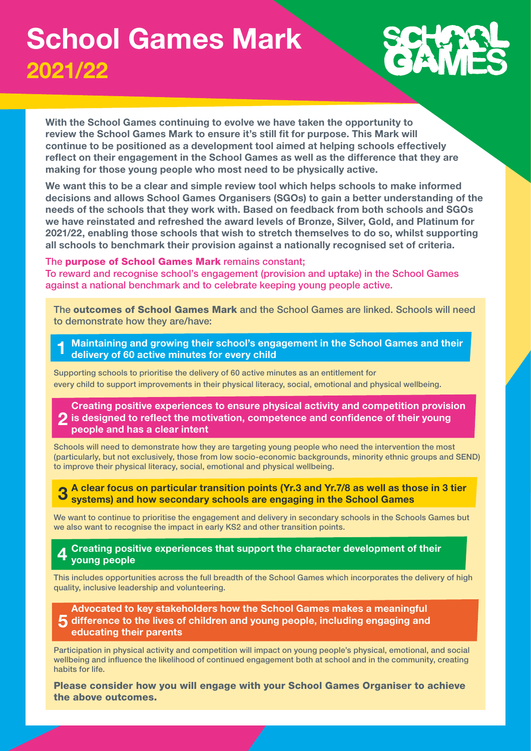# School Games Mark
## 2021/22

**With the School Games continuing to evolve we have taken the opportunity to review the School Games Mark to ensure it's still fit for purpose. This Mark will continue to be positioned as a development tool aimed at helping schools effectively reflect on their engagement in the School Games as well as the difference that they are making for those young people who most need to be physically active.**

**We want this to be a clear and simple review tool which helps schools to make informed decisions and allows School Games Organisers (SGOs) to gain a better understanding of the needs of the schools that they work with. Based on feedback from both schools and SGOs we have reinstated and refreshed the award levels of Bronze, Silver, Gold, and Platinum for 2021/22, enabling those schools that wish to stretch themselves to do so, whilst supporting all schools to benchmark their provision against a nationally recognised set of criteria.**

The **purpose of School Games Mark** remains constant;
To reward and recognise school's engagement (provision and uptake) in the School Games against a national benchmark and to celebrate keeping young people active.

The **outcomes of School Games Mark** and the School Games are linked. Schools will need to demonstrate how they are/have:

**1 Maintaining and growing their school's engagement in the School Games and their delivery of 60 active minutes for every child**

Supporting schools to prioritise the delivery of 60 active minutes as an entitlement for every child to support improvements in their physical literacy, social, emotional and physical wellbeing.

**2 Creating positive experiences to ensure physical activity and competition provision is designed to reflect the motivation, competence and confidence of their young people and has a clear intent**

Schools will need to demonstrate how they are targeting young people who need the intervention the most (particularly, but not exclusively, those from low socio-economic backgrounds, minority ethnic groups and SEND) to improve their physical literacy, social, emotional and physical wellbeing.

**3 A clear focus on particular transition points (Yr.3 and Yr.7/8 as well as those in 3 tier systems) and how secondary schools are engaging in the School Games**

We want to continue to prioritise the engagement and delivery in secondary schools in the Schools Games but we also want to recognise the impact in early KS2 and other transition points.

**4 Creating positive experiences that support the character development of their young people**

This includes opportunities across the full breadth of the School Games which incorporates the delivery of high quality, inclusive leadership and volunteering.

**5 Advocated to key stakeholders how the School Games makes a meaningful difference to the lives of children and young people, including engaging and educating their parents**

Participation in physical activity and competition will impact on young people's physical, emotional, and social wellbeing and influence the likelihood of continued engagement both at school and in the community, creating habits for life.

**Please consider how you will engage with your School Games Organiser to achieve the above outcomes.**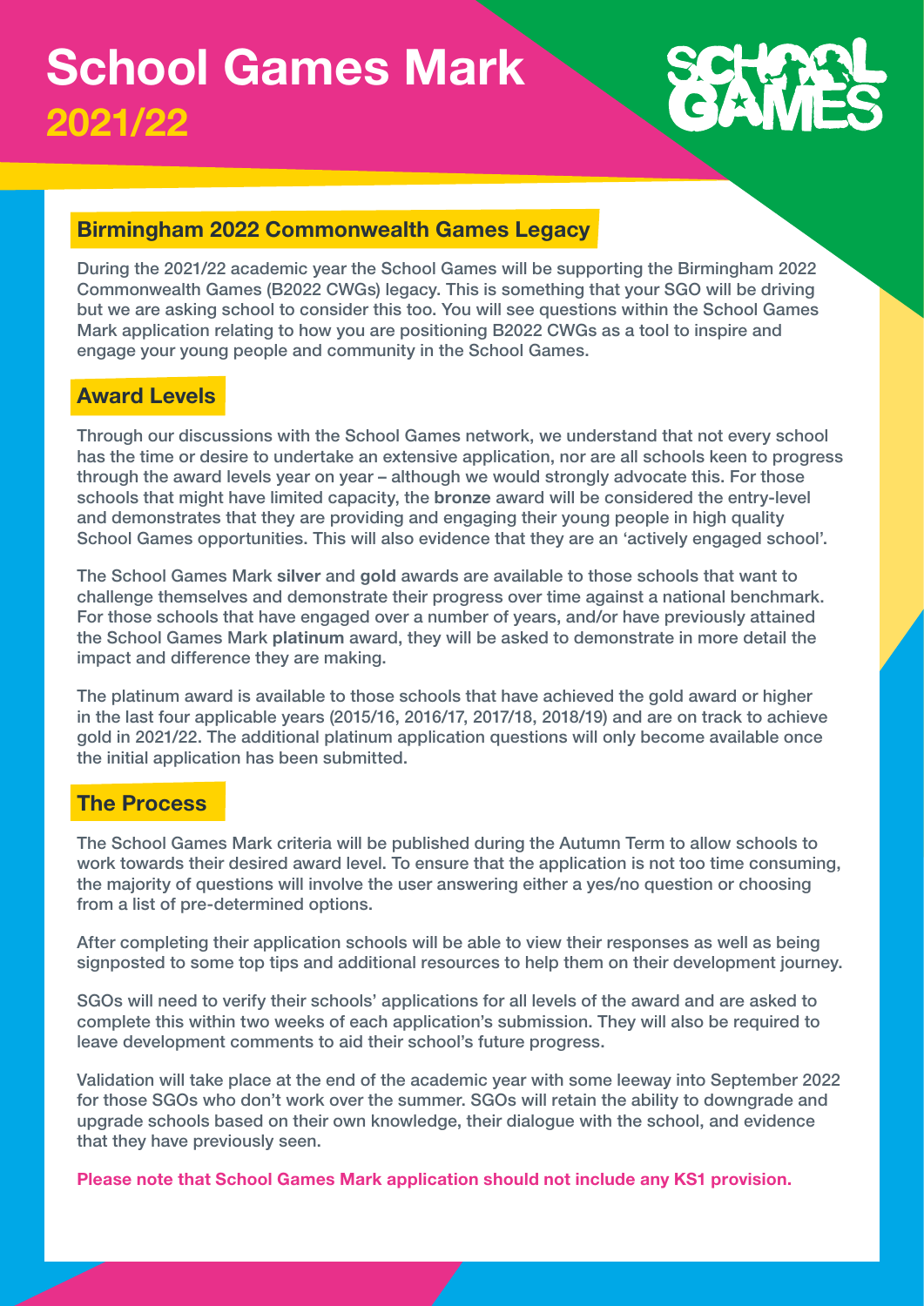# School Games Mark 2021/22

## Birmingham 2022 Commonwealth Games Legacy

During the 2021/22 academic year the School Games will be supporting the Birmingham 2022 Commonwealth Games (B2022 CWGs) legacy. This is something that your SGO will be driving but we are asking school to consider this too. You will see questions within the School Games Mark application relating to how you are positioning B2022 CWGs as a tool to inspire and engage your young people and community in the School Games.

## Award Levels

Through our discussions with the School Games network, we understand that not every school has the time or desire to undertake an extensive application, nor are all schools keen to progress through the award levels year on year – although we would strongly advocate this. For those schools that might have limited capacity, the **bronze** award will be considered the entry-level and demonstrates that they are providing and engaging their young people in high quality School Games opportunities. This will also evidence that they are an 'actively engaged school'.

The School Games Mark **silver** and **gold** awards are available to those schools that want to challenge themselves and demonstrate their progress over time against a national benchmark. For those schools that have engaged over a number of years, and/or have previously attained the School Games Mark **platinum** award, they will be asked to demonstrate in more detail the impact and difference they are making.

The platinum award is available to those schools that have achieved the gold award or higher in the last four applicable years (2015/16, 2016/17, 2017/18, 2018/19) and are on track to achieve gold in 2021/22. The additional platinum application questions will only become available once the initial application has been submitted.

## The Process

The School Games Mark criteria will be published during the Autumn Term to allow schools to work towards their desired award level. To ensure that the application is not too time consuming, the majority of questions will involve the user answering either a yes/no question or choosing from a list of pre-determined options.

After completing their application schools will be able to view their responses as well as being signposted to some top tips and additional resources to help them on their development journey.

SGOs will need to verify their schools' applications for all levels of the award and are asked to complete this within two weeks of each application's submission. They will also be required to leave development comments to aid their school's future progress.

Validation will take place at the end of the academic year with some leeway into September 2022 for those SGOs who don't work over the summer. SGOs will retain the ability to downgrade and upgrade schools based on their own knowledge, their dialogue with the school, and evidence that they have previously seen.

**Please note that School Games Mark application should not include any KS1 provision.**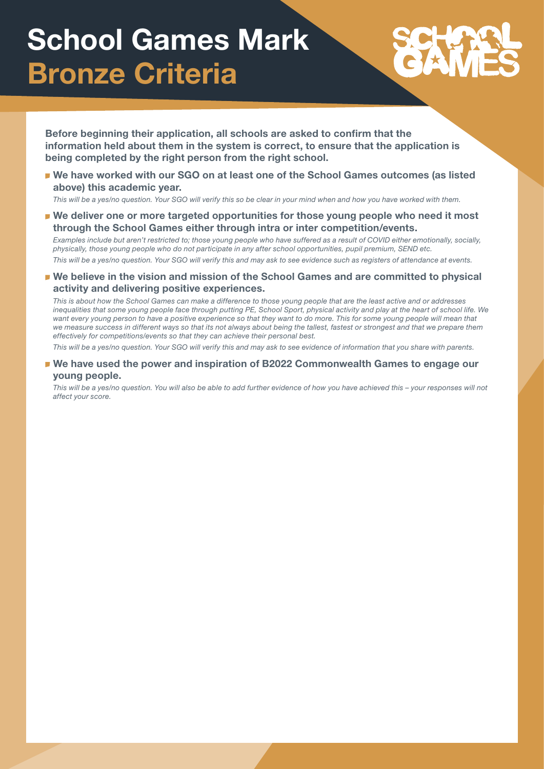# School Games Mark
## Bronze Criteria

**Before beginning their application, all schools are asked to confirm that the information held about them in the system is correct, to ensure that the application is being completed by the right person from the right school.**

- **We have worked with our SGO on at least one of the School Games outcomes (as listed above) this academic year.**

  *This will be a yes/no question. Your SGO will verify this so be clear in your mind when and how you have worked with them.*

- **We deliver one or more targeted opportunities for those young people who need it most through the School Games either through intra or inter competition/events.**

  *Examples include but aren't restricted to; those young people who have suffered as a result of COVID either emotionally, socially, physically, those young people who do not participate in any after school opportunities, pupil premium, SEND etc.*

  *This will be a yes/no question. Your SGO will verify this and may ask to see evidence such as registers of attendance at events.*

- **We believe in the vision and mission of the School Games and are committed to physical activity and delivering positive experiences.**

  *This is about how the School Games can make a difference to those young people that are the least active and or addresses inequalities that some young people face through putting PE, School Sport, physical activity and play at the heart of school life. We want every young person to have a positive experience so that they want to do more. This for some young people will mean that we measure success in different ways so that its not always about being the tallest, fastest or strongest and that we prepare them effectively for competitions/events so that they can achieve their personal best.*

  *This will be a yes/no question. Your SGO will verify this and may ask to see evidence of information that you share with parents.*

- **We have used the power and inspiration of B2022 Commonwealth Games to engage our young people.**

  *This will be a yes/no question. You will also be able to add further evidence of how you have achieved this – your responses will not affect your score.*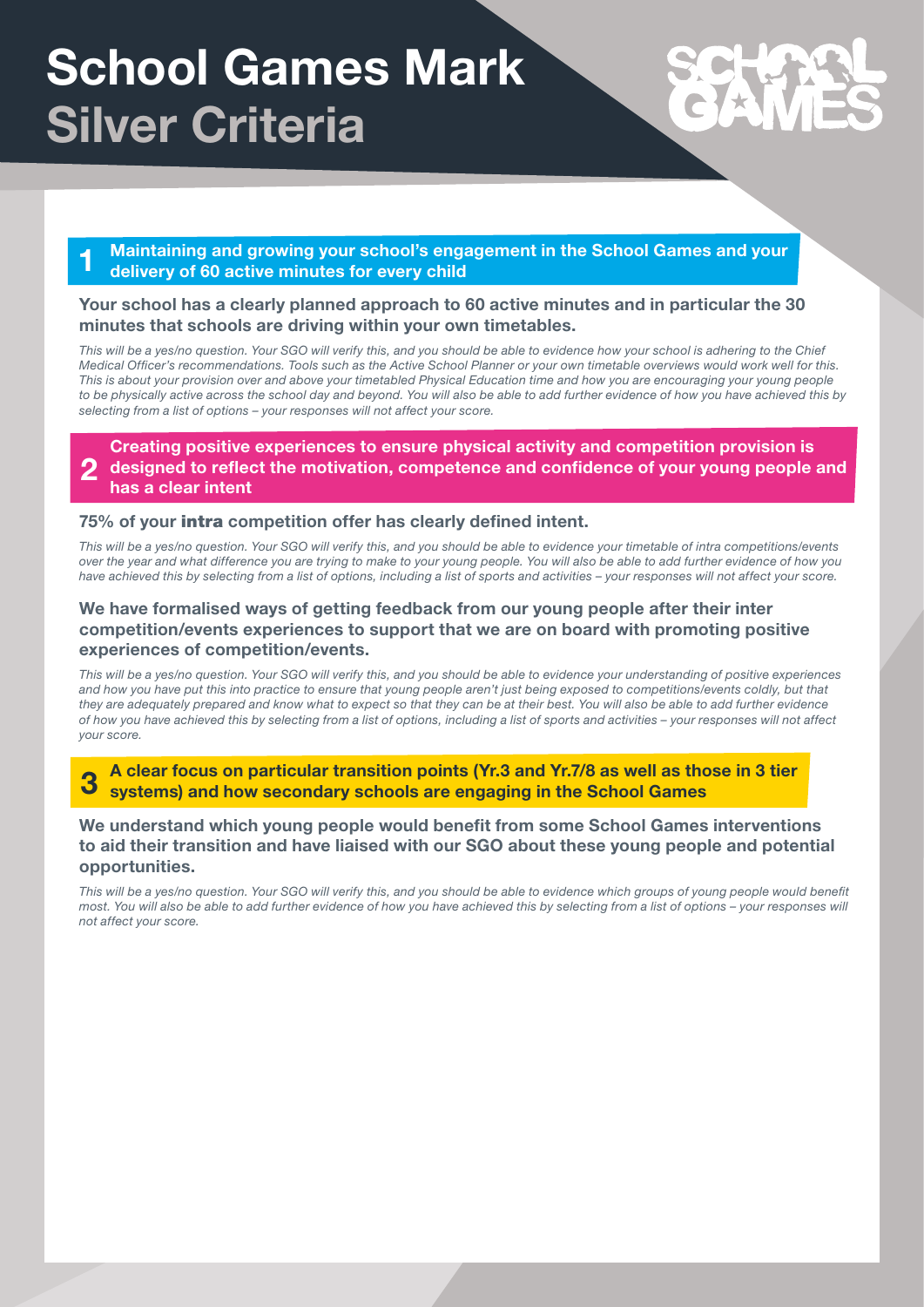# School Games Mark
# Silver Criteria

## 1 Maintaining and growing your school's engagement in the School Games and your delivery of 60 active minutes for every child

### Your school has a clearly planned approach to 60 active minutes and in particular the 30 minutes that schools are driving within your own timetables.

*This will be a yes/no question. Your SGO will verify this, and you should be able to evidence how your school is adhering to the Chief Medical Officer's recommendations. Tools such as the Active School Planner or your own timetable overviews would work well for this. This is about your provision over and above your timetabled Physical Education time and how you are encouraging your young people to be physically active across the school day and beyond. You will also be able to add further evidence of how you have achieved this by selecting from a list of options – your responses will not affect your score.*

## 2 Creating positive experiences to ensure physical activity and competition provision is designed to reflect the motivation, competence and confidence of your young people and has a clear intent

### 75% of your **intra** competition offer has clearly defined intent.

*This will be a yes/no question. Your SGO will verify this, and you should be able to evidence your timetable of intra competitions/events over the year and what difference you are trying to make to your young people. You will also be able to add further evidence of how you have achieved this by selecting from a list of options, including a list of sports and activities – your responses will not affect your score.*

### We have formalised ways of getting feedback from our young people after their inter competition/events experiences to support that we are on board with promoting positive experiences of competition/events.

*This will be a yes/no question. Your SGO will verify this, and you should be able to evidence your understanding of positive experiences and how you have put this into practice to ensure that young people aren't just being exposed to competitions/events coldly, but that they are adequately prepared and know what to expect so that they can be at their best. You will also be able to add further evidence of how you have achieved this by selecting from a list of options, including a list of sports and activities – your responses will not affect your score.*

## 3 A clear focus on particular transition points (Yr.3 and Yr.7/8 as well as those in 3 tier systems) and how secondary schools are engaging in the School Games

### We understand which young people would benefit from some School Games interventions to aid their transition and have liaised with our SGO about these young people and potential opportunities.

*This will be a yes/no question. Your SGO will verify this, and you should be able to evidence which groups of young people would benefit most. You will also be able to add further evidence of how you have achieved this by selecting from a list of options – your responses will not affect your score.*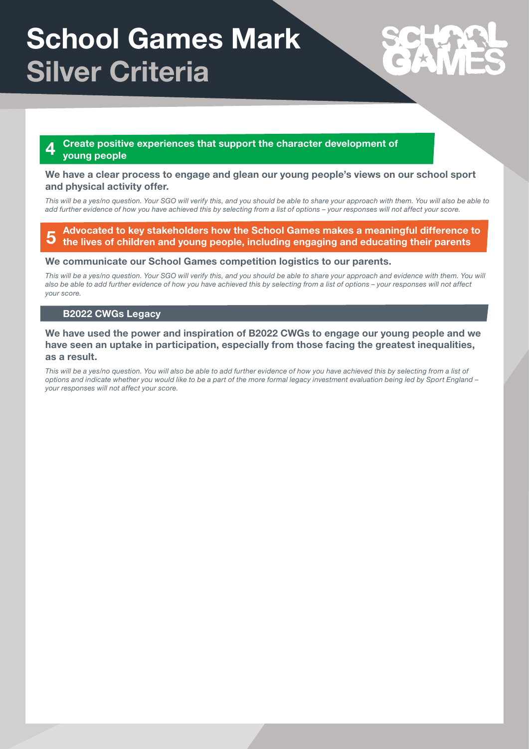# School Games Mark
## Silver Criteria

### 4 Create positive experiences that support the character development of young people

**We have a clear process to engage and glean our young people's views on our school sport and physical activity offer.**

*This will be a yes/no question. Your SGO will verify this, and you should be able to share your approach with them. You will also be able to add further evidence of how you have achieved this by selecting from a list of options – your responses will not affect your score.*

### 5 Advocated to key stakeholders how the School Games makes a meaningful difference to the lives of children and young people, including engaging and educating their parents

**We communicate our School Games competition logistics to our parents.**

*This will be a yes/no question. Your SGO will verify this, and you should be able to share your approach and evidence with them. You will also be able to add further evidence of how you have achieved this by selecting from a list of options – your responses will not affect your score.*

### B2022 CWGs Legacy

**We have used the power and inspiration of B2022 CWGs to engage our young people and we have seen an uptake in participation, especially from those facing the greatest inequalities, as a result.**

*This will be a yes/no question. You will also be able to add further evidence of how you have achieved this by selecting from a list of options and indicate whether you would like to be a part of the more formal legacy investment evaluation being led by Sport England – your responses will not affect your score.*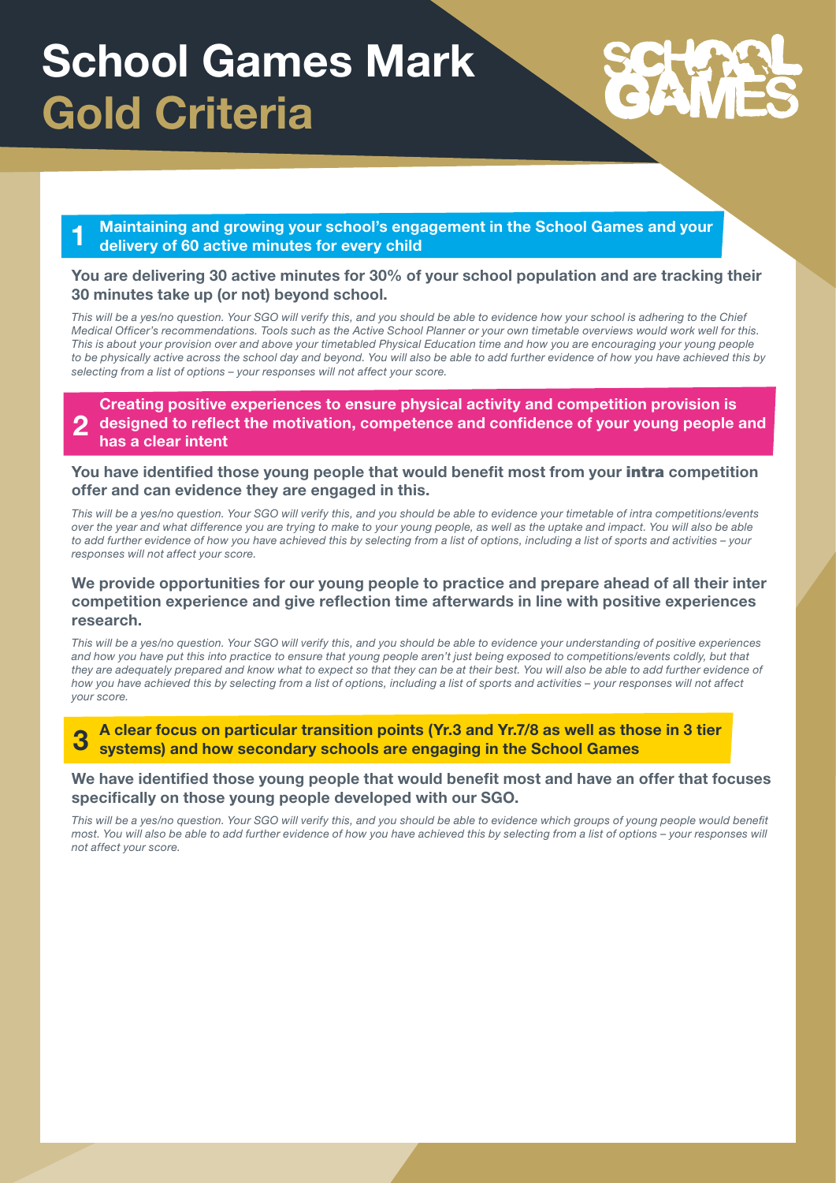# School Games Mark
# Gold Criteria

## 1 Maintaining and growing your school's engagement in the School Games and your delivery of 60 active minutes for every child

**You are delivering 30 active minutes for 30% of your school population and are tracking their 30 minutes take up (or not) beyond school.**

*This will be a yes/no question. Your SGO will verify this, and you should be able to evidence how your school is adhering to the Chief Medical Officer's recommendations. Tools such as the Active School Planner or your own timetable overviews would work well for this. This is about your provision over and above your timetabled Physical Education time and how you are encouraging your young people to be physically active across the school day and beyond. You will also be able to add further evidence of how you have achieved this by selecting from a list of options – your responses will not affect your score.*

## 2 Creating positive experiences to ensure physical activity and competition provision is designed to reflect the motivation, competence and confidence of your young people and has a clear intent

**You have identified those young people that would benefit most from your intra competition offer and can evidence they are engaged in this.**

*This will be a yes/no question. Your SGO will verify this, and you should be able to evidence your timetable of intra competitions/events over the year and what difference you are trying to make to your young people, as well as the uptake and impact. You will also be able to add further evidence of how you have achieved this by selecting from a list of options, including a list of sports and activities – your responses will not affect your score.*

**We provide opportunities for our young people to practice and prepare ahead of all their inter competition experience and give reflection time afterwards in line with positive experiences research.**

*This will be a yes/no question. Your SGO will verify this, and you should be able to evidence your understanding of positive experiences and how you have put this into practice to ensure that young people aren't just being exposed to competitions/events coldly, but that they are adequately prepared and know what to expect so that they can be at their best. You will also be able to add further evidence of how you have achieved this by selecting from a list of options, including a list of sports and activities – your responses will not affect your score.*

## 3 A clear focus on particular transition points (Yr.3 and Yr.7/8 as well as those in 3 tier systems) and how secondary schools are engaging in the School Games

**We have identified those young people that would benefit most and have an offer that focuses specifically on those young people developed with our SGO.**

*This will be a yes/no question. Your SGO will verify this, and you should be able to evidence which groups of young people would benefit most. You will also be able to add further evidence of how you have achieved this by selecting from a list of options – your responses will not affect your score.*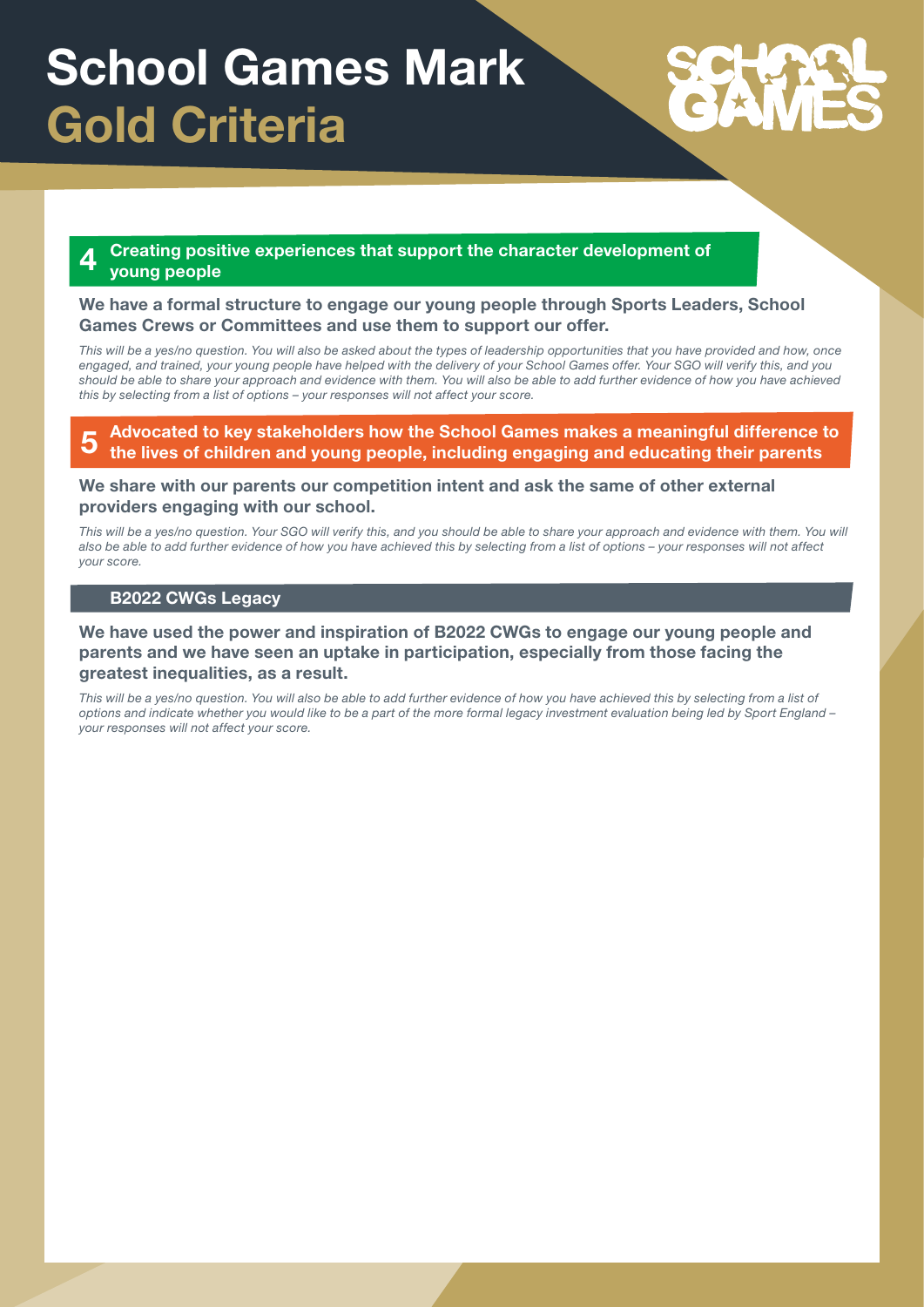# School Games Mark
## Gold Criteria

### 4 Creating positive experiences that support the character development of young people

**We have a formal structure to engage our young people through Sports Leaders, School Games Crews or Committees and use them to support our offer.**

*This will be a yes/no question. You will also be asked about the types of leadership opportunities that you have provided and how, once engaged, and trained, your young people have helped with the delivery of your School Games offer. Your SGO will verify this, and you should be able to share your approach and evidence with them. You will also be able to add further evidence of how you have achieved this by selecting from a list of options – your responses will not affect your score.*

### 5 Advocated to key stakeholders how the School Games makes a meaningful difference to the lives of children and young people, including engaging and educating their parents

**We share with our parents our competition intent and ask the same of other external providers engaging with our school.**

*This will be a yes/no question. Your SGO will verify this, and you should be able to share your approach and evidence with them. You will also be able to add further evidence of how you have achieved this by selecting from a list of options – your responses will not affect your score.*

### B2022 CWGs Legacy

**We have used the power and inspiration of B2022 CWGs to engage our young people and parents and we have seen an uptake in participation, especially from those facing the greatest inequalities, as a result.**

*This will be a yes/no question. You will also be able to add further evidence of how you have achieved this by selecting from a list of options and indicate whether you would like to be a part of the more formal legacy investment evaluation being led by Sport England – your responses will not affect your score.*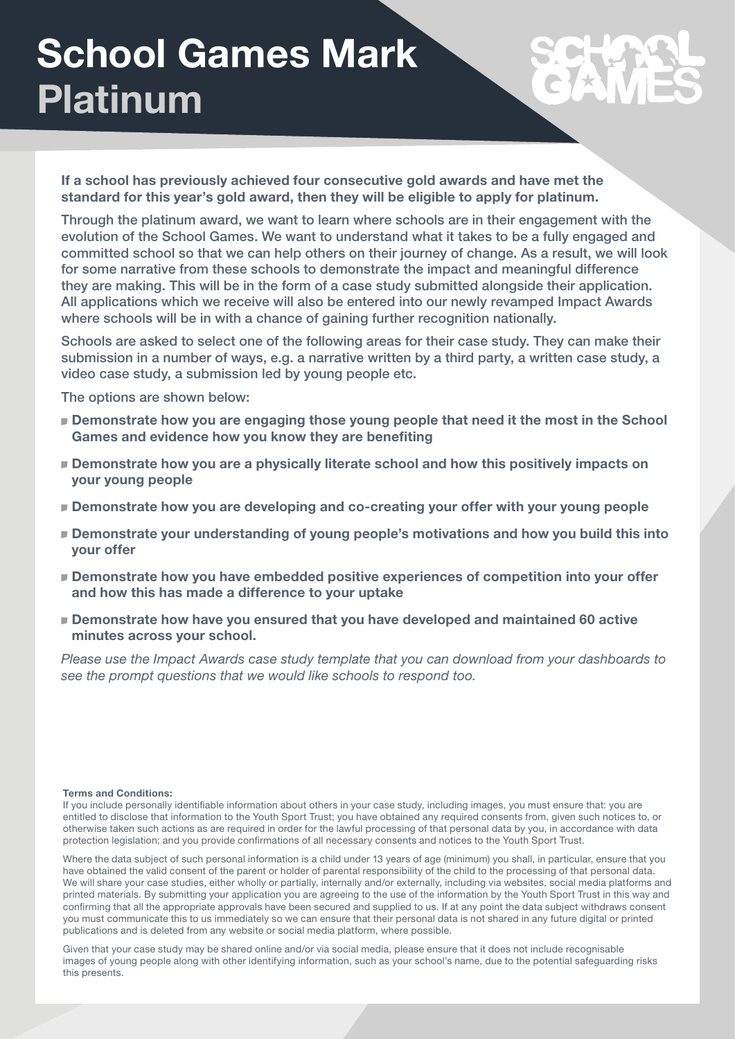# School Games Mark Platinum

**If a school has previously achieved four consecutive gold awards and have met the standard for this year's gold award, then they will be eligible to apply for platinum.**

Through the platinum award, we want to learn where schools are in their engagement with the evolution of the School Games. We want to understand what it takes to be a fully engaged and committed school so that we can help others on their journey of change. As a result, we will look for some narrative from these schools to demonstrate the impact and meaningful difference they are making. This will be in the form of a case study submitted alongside their application. All applications which we receive will also be entered into our newly revamped Impact Awards where schools will be in with a chance of gaining further recognition nationally.

Schools are asked to select one of the following areas for their case study. They can make their submission in a number of ways, e.g. a narrative written by a third party, a written case study, a video case study, a submission led by young people etc.

The options are shown below:

- **Demonstrate how you are engaging those young people that need it the most in the School Games and evidence how you know they are benefiting**
- **Demonstrate how you are a physically literate school and how this positively impacts on your young people**
- **Demonstrate how you are developing and co-creating your offer with your young people**
- **Demonstrate your understanding of young people's motivations and how you build this into your offer**
- **Demonstrate how you have embedded positive experiences of competition into your offer and how this has made a difference to your uptake**
- **Demonstrate how have you ensured that you have developed and maintained 60 active minutes across your school.**

*Please use the Impact Awards case study template that you can download from your dashboards to see the prompt questions that we would like schools to respond too.*

**Terms and Conditions:**

If you include personally identifiable information about others in your case study, including images, you must ensure that: you are entitled to disclose that information to the Youth Sport Trust; you have obtained any required consents from, given such notices to, or otherwise taken such actions as are required in order for the lawful processing of that personal data by you, in accordance with data protection legislation; and you provide confirmations of all necessary consents and notices to the Youth Sport Trust.

Where the data subject of such personal information is a child under 13 years of age (minimum) you shall, in particular, ensure that you have obtained the valid consent of the parent or holder of parental responsibility of the child to the processing of that personal data. We will share your case studies, either wholly or partially, internally and/or externally, including via websites, social media platforms and printed materials. By submitting your application you are agreeing to the use of the information by the Youth Sport Trust in this way and confirming that all the appropriate approvals have been secured and supplied to us. If at any point the data subject withdraws consent you must communicate this to us immediately so we can ensure that their personal data is not shared in any future digital or printed publications and is deleted from any website or social media platform, where possible.

Given that your case study may be shared online and/or via social media, please ensure that it does not include recognisable images of young people along with other identifying information, such as your school's name, due to the potential safeguarding risks this presents.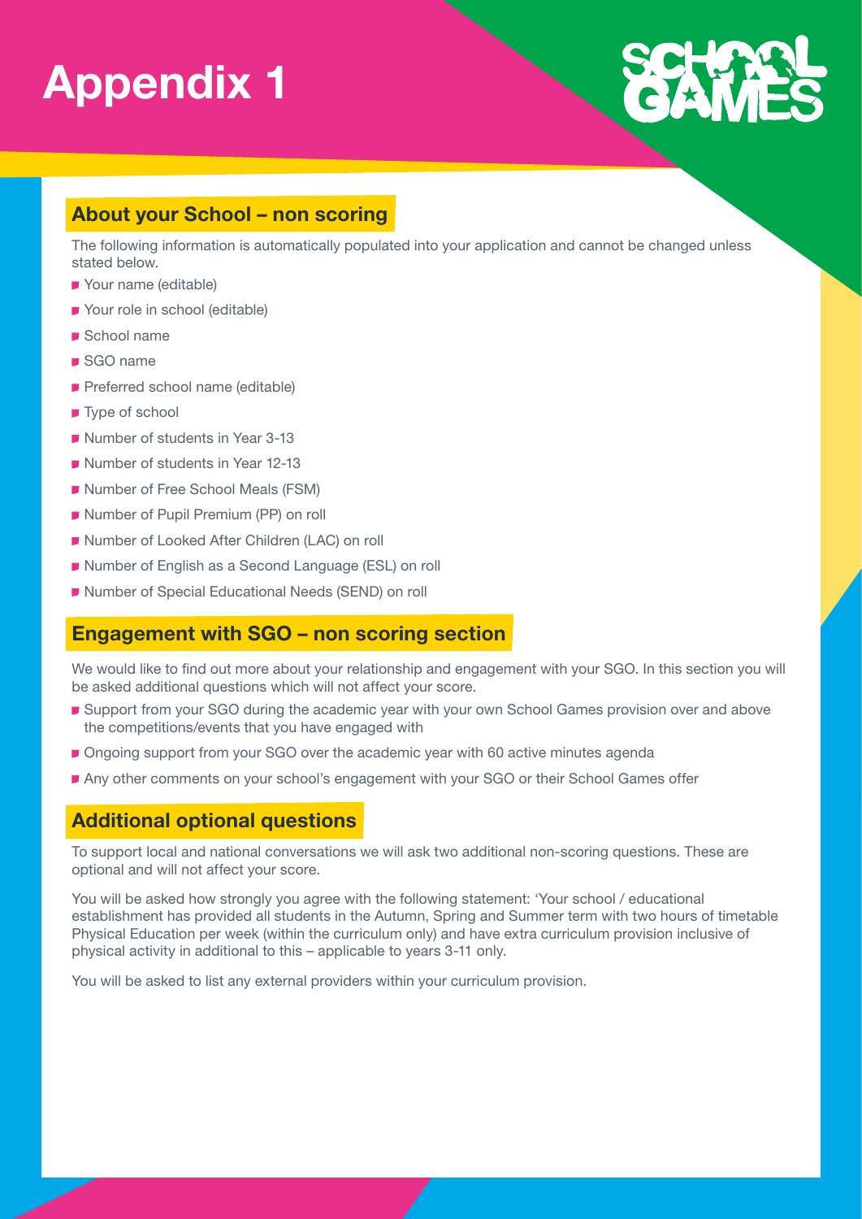# Appendix 1

## About your School – non scoring

The following information is automatically populated into your application and cannot be changed unless stated below.

- Your name (editable)
- Your role in school (editable)
- School name
- SGO name
- Preferred school name (editable)
- Type of school
- Number of students in Year 3-13
- Number of students in Year 12-13
- Number of Free School Meals (FSM)
- Number of Pupil Premium (PP) on roll
- Number of Looked After Children (LAC) on roll
- Number of English as a Second Language (ESL) on roll
- Number of Special Educational Needs (SEND) on roll

## Engagement with SGO – non scoring section

We would like to find out more about your relationship and engagement with your SGO. In this section you will be asked additional questions which will not affect your score.

- Support from your SGO during the academic year with your own School Games provision over and above the competitions/events that you have engaged with
- Ongoing support from your SGO over the academic year with 60 active minutes agenda
- Any other comments on your school's engagement with your SGO or their School Games offer

## Additional optional questions

To support local and national conversations we will ask two additional non-scoring questions. These are optional and will not affect your score.

You will be asked how strongly you agree with the following statement: 'Your school / educational establishment has provided all students in the Autumn, Spring and Summer term with two hours of timetable Physical Education per week (within the curriculum only) and have extra curriculum provision inclusive of physical activity in additional to this – applicable to years 3-11 only.

You will be asked to list any external providers within your curriculum provision.